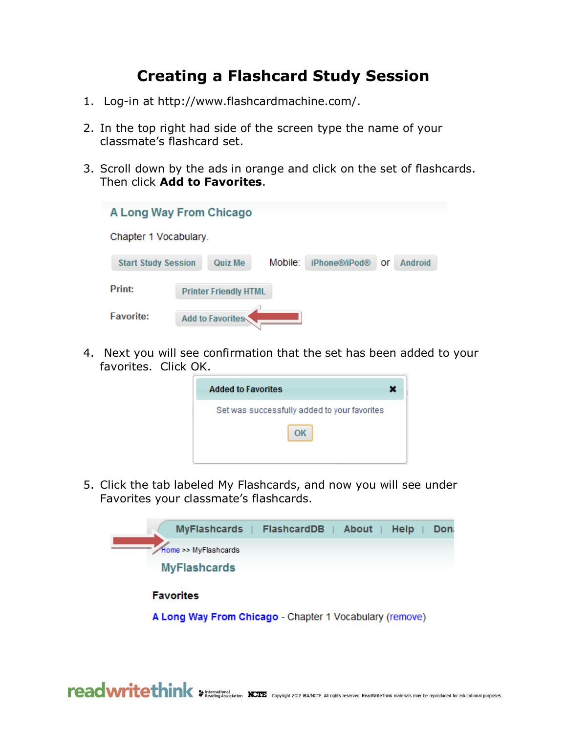# Creating a Flashcard Study Session

1. Log-in at http://www.flashcardmachine.com/.

2. In the top right had side of the screen type the name of your classmate's flashcard set.

3. Scroll down by the ads in orange and click on the set of flashcards. Then click **Add to Favorites**.

4. Next you will see confirmation that the set has been added to your favorites. Click OK.

5. Click the tab labeled My Flashcards, and now you will see under Favorites your classmate's flashcards.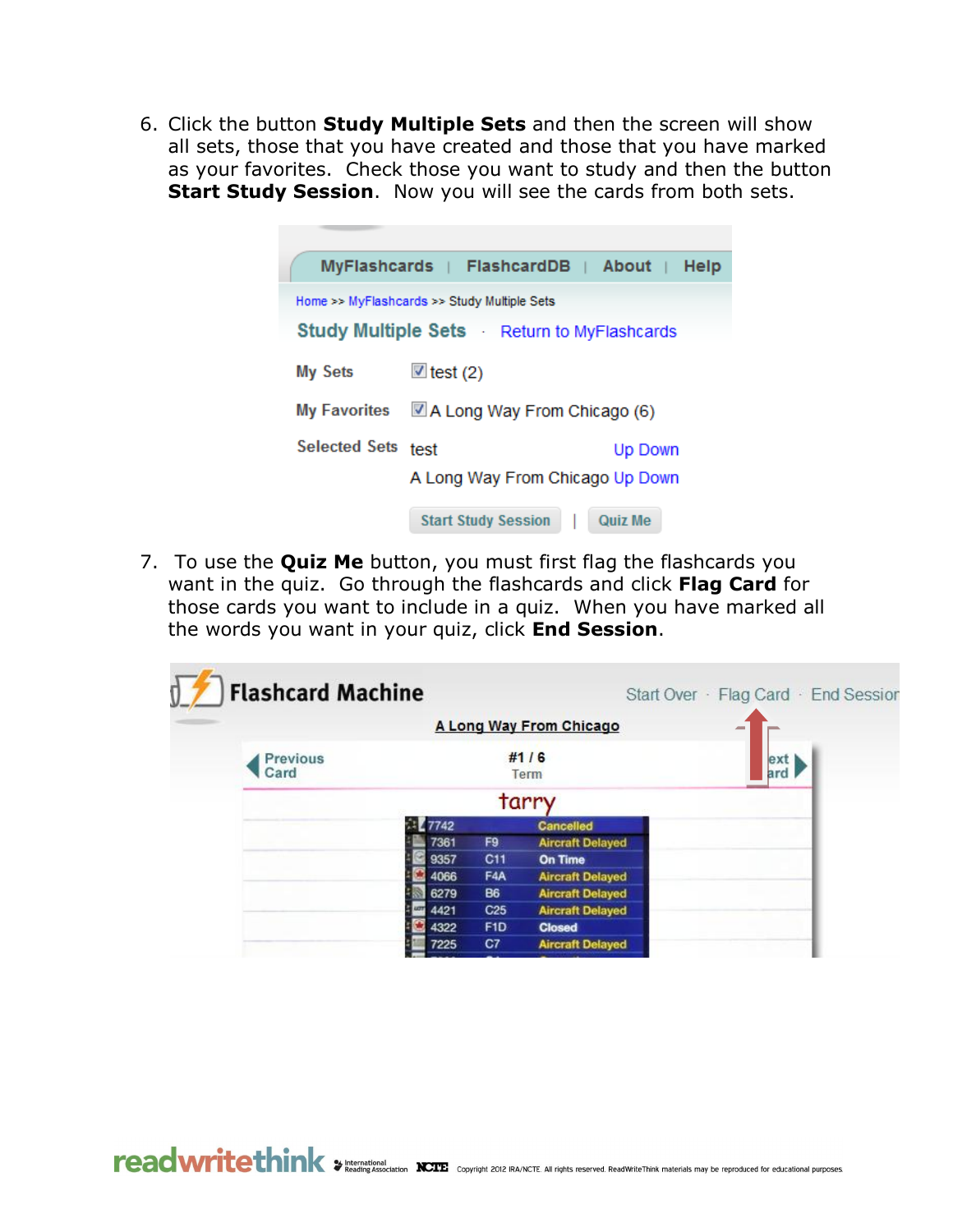6. Click the button **Study Multiple Sets** and then the screen will show all sets, those that you have created and those that you have marked as your favorites. Check those you want to study and then the button **Start Study Session**. Now you will see the cards from both sets.

7. To use the **Quiz Me** button, you must first flag the flashcards you want in the quiz. Go through the flashcards and click **Flag Card** for those cards you want to include in a quiz. When you have marked all the words you want in your quiz, click **End Session**.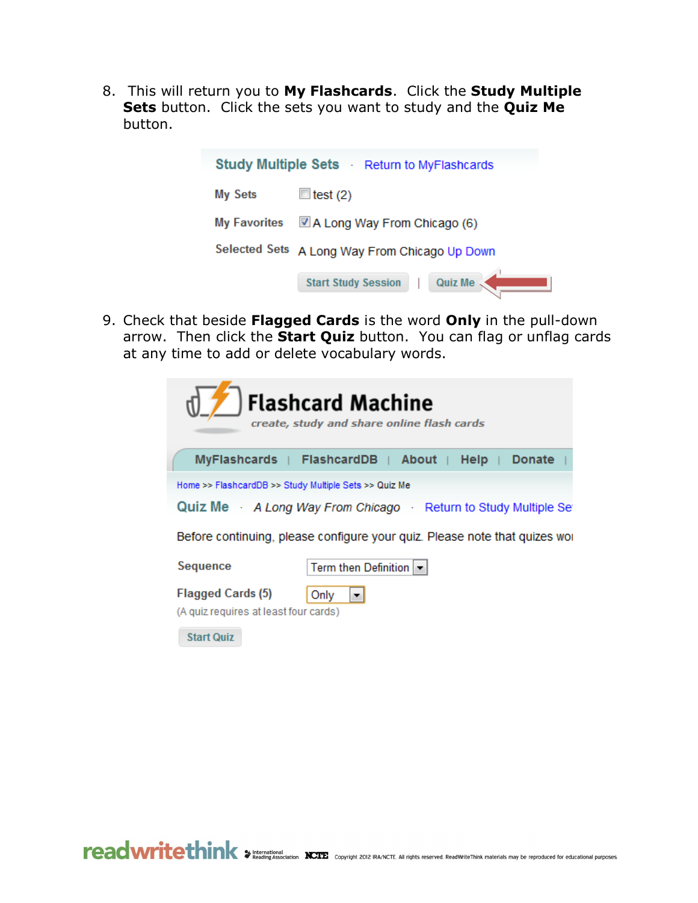8. This will return you to **My Flashcards**. Click the **Study Multiple Sets** button. Click the sets you want to study and the **Quiz Me** button.

Study Multiple Sets · Return to MyFlashcards

My Sets — test (2)

My Favorites — A Long Way From Chicago (6)

Selected Sets — A Long Way From Chicago Up Down

Start Study Session | Quiz Me

9. Check that beside **Flagged Cards** is the word **Only** in the pull-down arrow. Then click the **Start Quiz** button. You can flag or unflag cards at any time to add or delete vocabulary words.

Flashcard Machine

*create, study and share online flash cards*

MyFlashcards | FlashcardDB | About | Help | Donate |

Home >> FlashcardDB >> Study Multiple Sets >> Quiz Me

Quiz Me · *A Long Way From Chicago* · Return to Study Multiple Se

Before continuing, please configure your quiz. Please note that quizes wo

Sequence — Term then Definition

Flagged Cards (5) — Only

(A quiz requires at least four cards)

Start Quiz